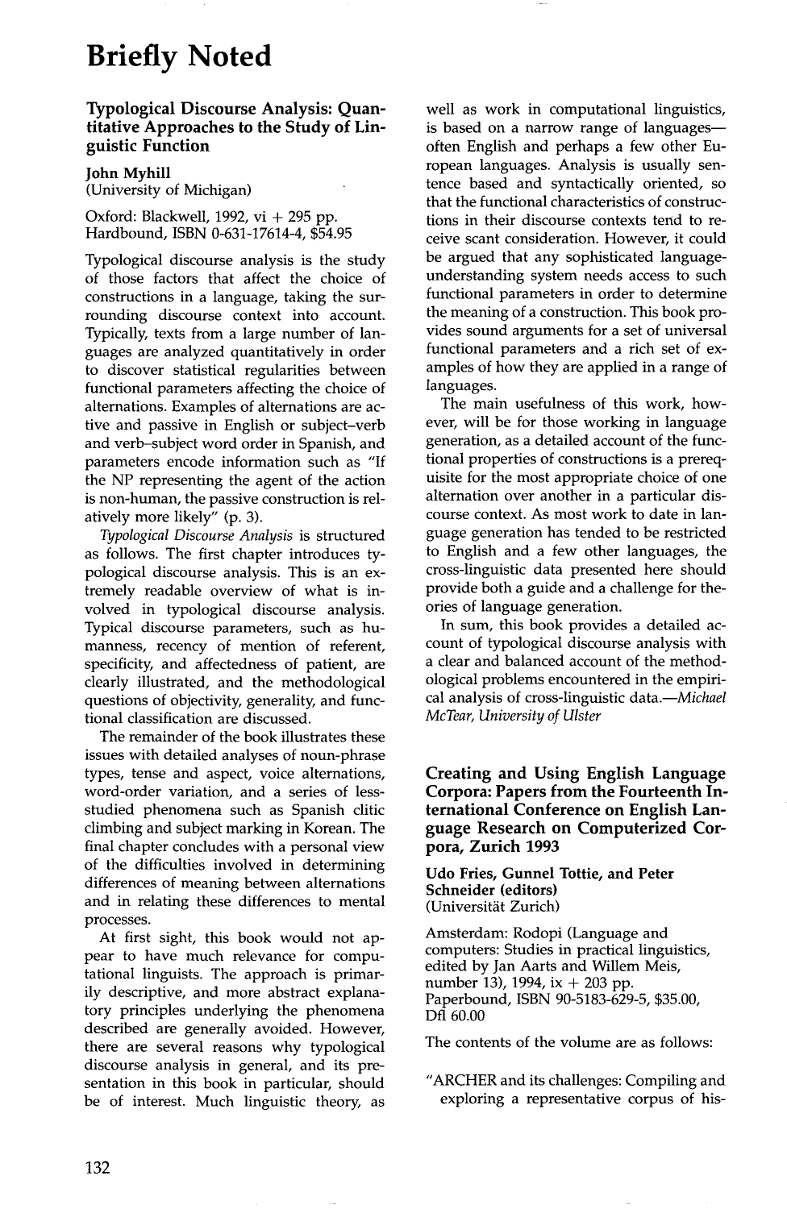# Briefly Noted

### Typological Discourse Analysis: Quantitative Approaches to the Study of Linguistic Function

**John Myhill**
(University of Michigan)

Oxford: Blackwell, 1992, vi + 295 pp.
Hardbound, ISBN 0-631-17614-4, $54.95

Typological discourse analysis is the study of those factors that affect the choice of constructions in a language, taking the surrounding discourse context into account. Typically, texts from a large number of languages are analyzed quantitatively in order to discover statistical regularities between functional parameters affecting the choice of alternations. Examples of alternations are active and passive in English or subject–verb and verb–subject word order in Spanish, and parameters encode information such as "If the NP representing the agent of the action is non-human, the passive construction is relatively more likely" (p. 3).

*Typological Discourse Analysis* is structured as follows. The first chapter introduces typological discourse analysis. This is an extremely readable overview of what is involved in typological discourse analysis. Typical discourse parameters, such as humanness, recency of mention of referent, specificity, and affectedness of patient, are clearly illustrated, and the methodological questions of objectivity, generality, and functional classification are discussed.

The remainder of the book illustrates these issues with detailed analyses of noun-phrase types, tense and aspect, voice alternations, word-order variation, and a series of less-studied phenomena such as Spanish clitic climbing and subject marking in Korean. The final chapter concludes with a personal view of the difficulties involved in determining differences of meaning between alternations and in relating these differences to mental processes.

At first sight, this book would not appear to have much relevance for computational linguists. The approach is primarily descriptive, and more abstract explanatory principles underlying the phenomena described are generally avoided. However, there are several reasons why typological discourse analysis in general, and its presentation in this book in particular, should be of interest. Much linguistic theory, as well as work in computational linguistics, is based on a narrow range of languages—often English and perhaps a few other European languages. Analysis is usually sentence based and syntactically oriented, so that the functional characteristics of constructions in their discourse contexts tend to receive scant consideration. However, it could be argued that any sophisticated language-understanding system needs access to such functional parameters in order to determine the meaning of a construction. This book provides sound arguments for a set of universal functional parameters and a rich set of examples of how they are applied in a range of languages.

The main usefulness of this work, however, will be for those working in language generation, as a detailed account of the functional properties of constructions is a prerequisite for the most appropriate choice of one alternation over another in a particular discourse context. As most work to date in language generation has tended to be restricted to English and a few other languages, the cross-linguistic data presented here should provide both a guide and a challenge for theories of language generation.

In sum, this book provides a detailed account of typological discourse analysis with a clear and balanced account of the methodological problems encountered in the empirical analysis of cross-linguistic data.—*Michael McTear, University of Ulster*

### Creating and Using English Language Corpora: Papers from the Fourteenth International Conference on English Language Research on Computerized Corpora, Zurich 1993

**Udo Fries, Gunnel Tottie, and Peter Schneider (editors)**
(Universität Zurich)

Amsterdam: Rodopi (Language and computers: Studies in practical linguistics, edited by Jan Aarts and Willem Meis, number 13), 1994, ix + 203 pp.
Paperbound, ISBN 90-5183-629-5, $35.00, Dfl 60.00

The contents of the volume are as follows:

"ARCHER and its challenges: Compiling and exploring a representative corpus of his-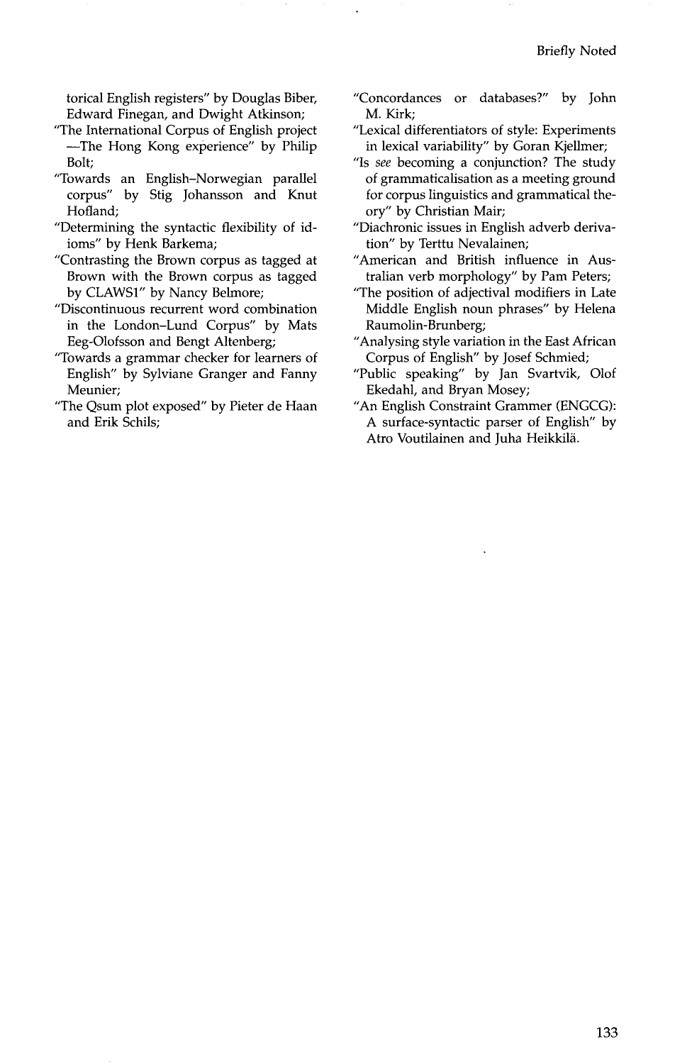torical English registers" by Douglas Biber, Edward Finegan, and Dwight Atkinson;

"The International Corpus of English project —The Hong Kong experience" by Philip Bolt;

"Towards an English-Norwegian parallel corpus" by Stig Johansson and Knut Hofland;

"Determining the syntactic flexibility of idioms" by Henk Barkema;

"Contrasting the Brown corpus as tagged at Brown with the Brown corpus as tagged by CLAWS1" by Nancy Belmore;

"Discontinuous recurrent word combination in the London–Lund Corpus" by Mats Eeg-Olofsson and Bengt Altenberg;

"Towards a grammar checker for learners of English" by Sylviane Granger and Fanny Meunier;

"The Qsum plot exposed" by Pieter de Haan and Erik Schils;

"Concordances or databases?" by John M. Kirk;

"Lexical differentiators of style: Experiments in lexical variability" by Goran Kjellmer;

"Is *see* becoming a conjunction? The study of grammaticalisation as a meeting ground for corpus linguistics and grammatical theory" by Christian Mair;

"Diachronic issues in English adverb derivation" by Terttu Nevalainen;

"American and British influence in Australian verb morphology" by Pam Peters;

"The position of adjectival modifiers in Late Middle English noun phrases" by Helena Raumolin-Brunberg;

"Analysing style variation in the East African Corpus of English" by Josef Schmied;

"Public speaking" by Jan Svartvik, Olof Ekedahl, and Bryan Mosey;

"An English Constraint Grammer (ENGCG): A surface-syntactic parser of English" by Atro Voutilainen and Juha Heikkilä.